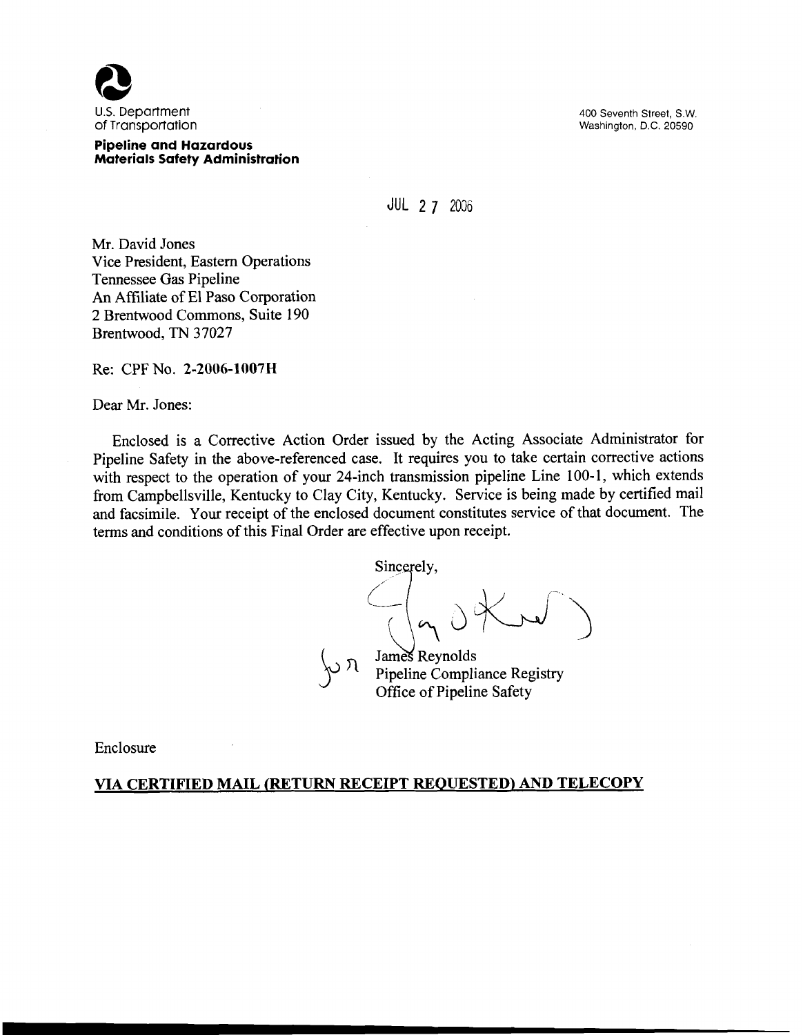U.S. Department of Transportation

**Pipeline and Hazardous Materials Safety Administration**

400 Seventh Street, S.W.
Washington, D.C. 20590

JUL 27 2006

Mr. David Jones
Vice President, Eastern Operations
Tennessee Gas Pipeline
An Affiliate of El Paso Corporation
2 Brentwood Commons, Suite 190
Brentwood, TN 37027

Re: CPF No. 2-2006-1007H

Dear Mr. Jones:

Enclosed is a Corrective Action Order issued by the Acting Associate Administrator for Pipeline Safety in the above-referenced case. It requires you to take certain corrective actions with respect to the operation of your 24-inch transmission pipeline Line 100-1, which extends from Campbellsville, Kentucky to Clay City, Kentucky. Service is being made by certified mail and facsimile. Your receipt of the enclosed document constitutes service of that document. The terms and conditions of this Final Order are effective upon receipt.

Sincerely,

James Reynolds
Pipeline Compliance Registry
Office of Pipeline Safety

Enclosure

**VIA CERTIFIED MAIL (RETURN RECEIPT REQUESTED) AND TELECOPY**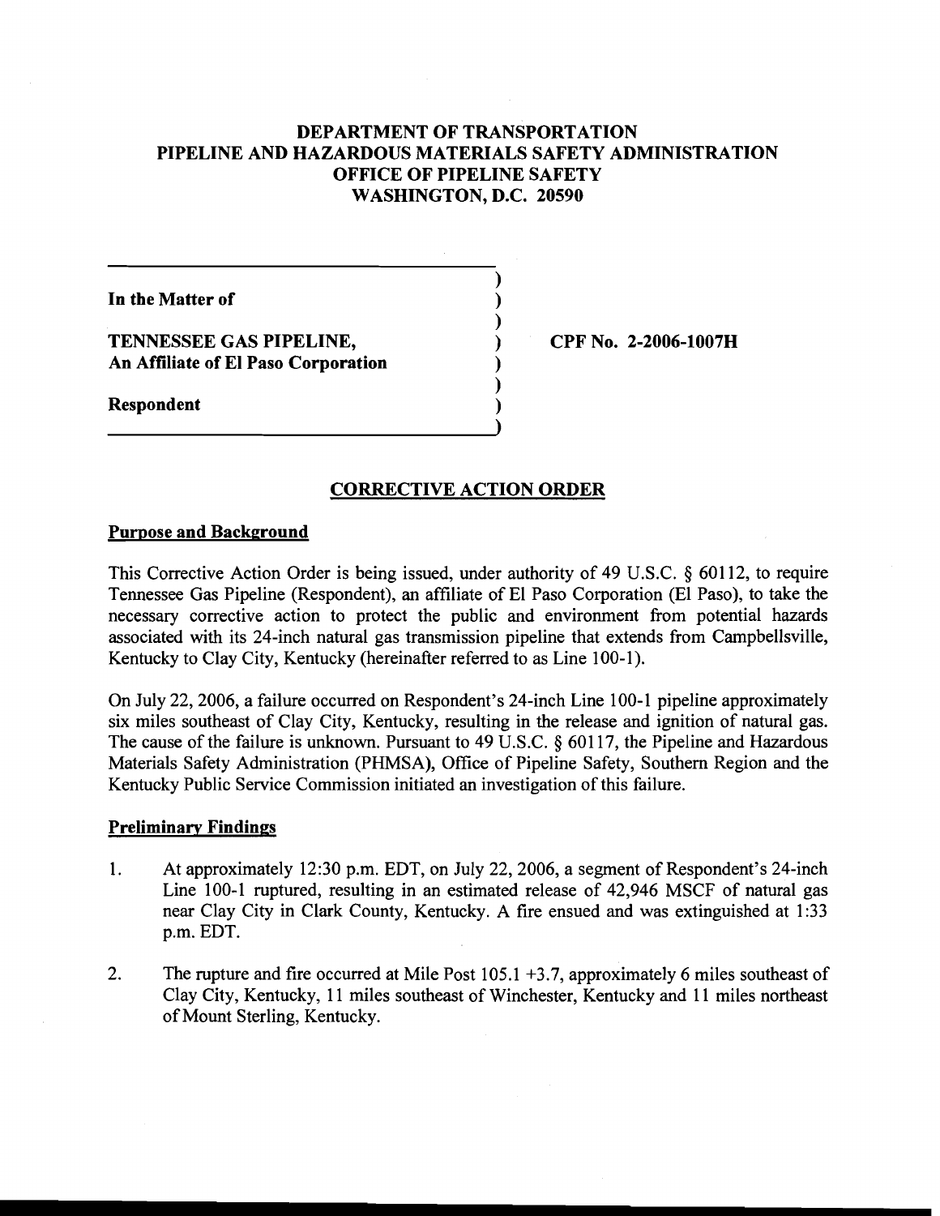# DEPARTMENT OF TRANSPORTATION
# PIPELINE AND HAZARDOUS MATERIALS SAFETY ADMINISTRATION
# OFFICE OF PIPELINE SAFETY
# WASHINGTON, D.C. 20590

| | | |
|---|---|---|
| **In the Matter of** | ) | |
| | ) | |
| **TENNESSEE GAS PIPELINE,** | ) | **CPF No. 2-2006-1007H** |
| **An Affiliate of El Paso Corporation** | ) | |
| | ) | |
| **Respondent** | ) | |

## CORRECTIVE ACTION ORDER

### Purpose and Background

This Corrective Action Order is being issued, under authority of 49 U.S.C. § 60112, to require Tennessee Gas Pipeline (Respondent), an affiliate of El Paso Corporation (El Paso), to take the necessary corrective action to protect the public and environment from potential hazards associated with its 24-inch natural gas transmission pipeline that extends from Campbellsville, Kentucky to Clay City, Kentucky (hereinafter referred to as Line 100-1).

On July 22, 2006, a failure occurred on Respondent's 24-inch Line 100-1 pipeline approximately six miles southeast of Clay City, Kentucky, resulting in the release and ignition of natural gas. The cause of the failure is unknown. Pursuant to 49 U.S.C. § 60117, the Pipeline and Hazardous Materials Safety Administration (PHMSA), Office of Pipeline Safety, Southern Region and the Kentucky Public Service Commission initiated an investigation of this failure.

### Preliminary Findings

1. At approximately 12:30 p.m. EDT, on July 22, 2006, a segment of Respondent's 24-inch Line 100-1 ruptured, resulting in an estimated release of 42,946 MSCF of natural gas near Clay City in Clark County, Kentucky. A fire ensued and was extinguished at 1:33 p.m. EDT.

2. The rupture and fire occurred at Mile Post 105.1 +3.7, approximately 6 miles southeast of Clay City, Kentucky, 11 miles southeast of Winchester, Kentucky and 11 miles northeast of Mount Sterling, Kentucky.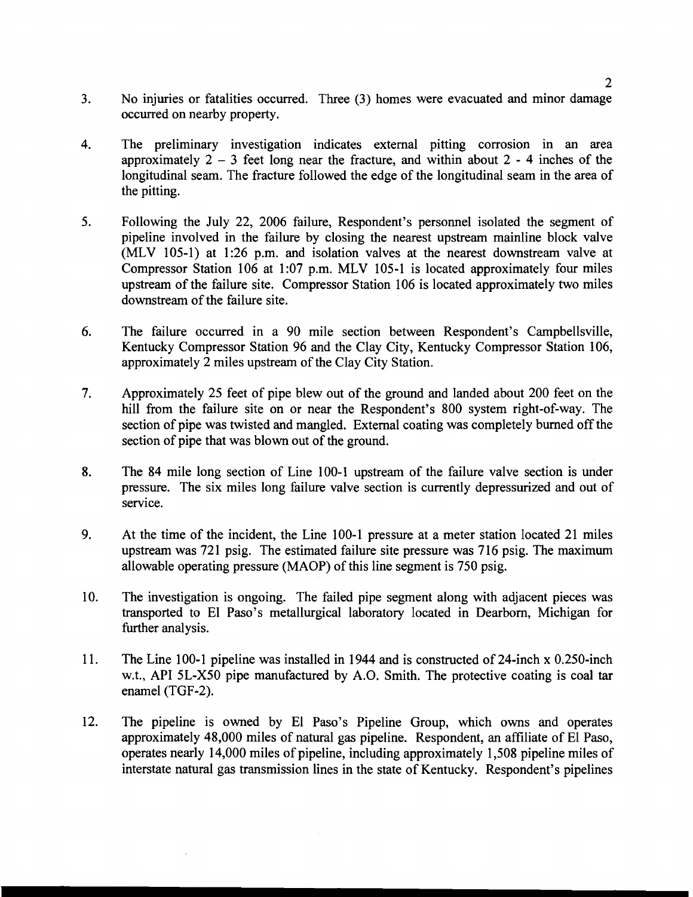3. No injuries or fatalities occurred. Three (3) homes were evacuated and minor damage occurred on nearby property.

4. The preliminary investigation indicates external pitting corrosion in an area approximately 2 – 3 feet long near the fracture, and within about 2 - 4 inches of the longitudinal seam. The fracture followed the edge of the longitudinal seam in the area of the pitting.

5. Following the July 22, 2006 failure, Respondent's personnel isolated the segment of pipeline involved in the failure by closing the nearest upstream mainline block valve (MLV 105-1) at 1:26 p.m. and isolation valves at the nearest downstream valve at Compressor Station 106 at 1:07 p.m. MLV 105-1 is located approximately four miles upstream of the failure site. Compressor Station 106 is located approximately two miles downstream of the failure site.

6. The failure occurred in a 90 mile section between Respondent's Campbellsville, Kentucky Compressor Station 96 and the Clay City, Kentucky Compressor Station 106, approximately 2 miles upstream of the Clay City Station.

7. Approximately 25 feet of pipe blew out of the ground and landed about 200 feet on the hill from the failure site on or near the Respondent's 800 system right-of-way. The section of pipe was twisted and mangled. External coating was completely burned off the section of pipe that was blown out of the ground.

8. The 84 mile long section of Line 100-1 upstream of the failure valve section is under pressure. The six miles long failure valve section is currently depressurized and out of service.

9. At the time of the incident, the Line 100-1 pressure at a meter station located 21 miles upstream was 721 psig. The estimated failure site pressure was 716 psig. The maximum allowable operating pressure (MAOP) of this line segment is 750 psig.

10. The investigation is ongoing. The failed pipe segment along with adjacent pieces was transported to El Paso's metallurgical laboratory located in Dearborn, Michigan for further analysis.

11. The Line 100-1 pipeline was installed in 1944 and is constructed of 24-inch x 0.250-inch w.t., API 5L-X50 pipe manufactured by A.O. Smith. The protective coating is coal tar enamel (TGF-2).

12. The pipeline is owned by El Paso's Pipeline Group, which owns and operates approximately 48,000 miles of natural gas pipeline. Respondent, an affiliate of El Paso, operates nearly 14,000 miles of pipeline, including approximately 1,508 pipeline miles of interstate natural gas transmission lines in the state of Kentucky. Respondent's pipelines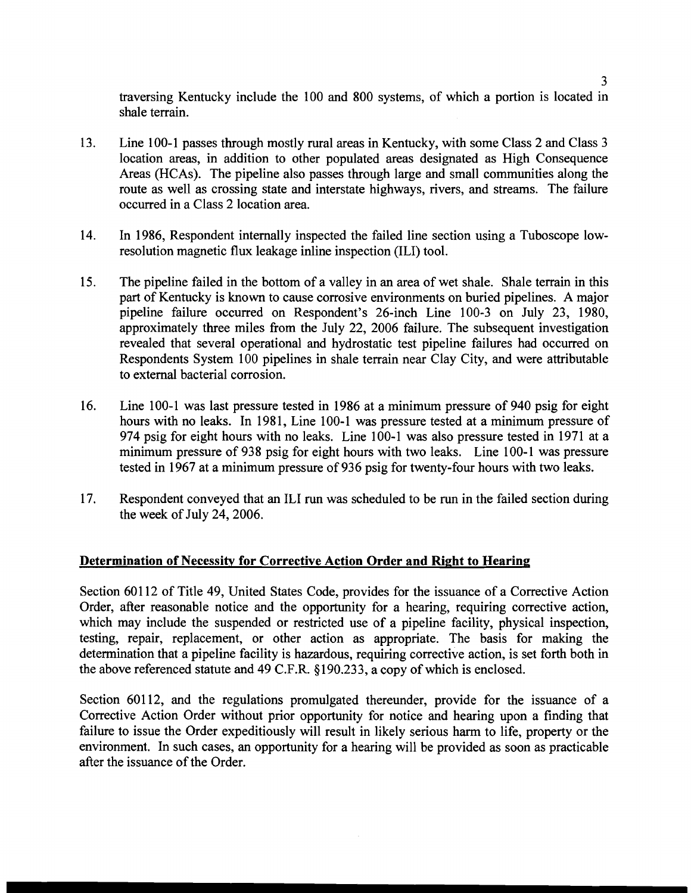traversing Kentucky include the 100 and 800 systems, of which a portion is located in shale terrain.

13. Line 100-1 passes through mostly rural areas in Kentucky, with some Class 2 and Class 3 location areas, in addition to other populated areas designated as High Consequence Areas (HCAs). The pipeline also passes through large and small communities along the route as well as crossing state and interstate highways, rivers, and streams. The failure occurred in a Class 2 location area.

14. In 1986, Respondent internally inspected the failed line section using a Tuboscope low-resolution magnetic flux leakage inline inspection (ILI) tool.

15. The pipeline failed in the bottom of a valley in an area of wet shale. Shale terrain in this part of Kentucky is known to cause corrosive environments on buried pipelines. A major pipeline failure occurred on Respondent's 26-inch Line 100-3 on July 23, 1980, approximately three miles from the July 22, 2006 failure. The subsequent investigation revealed that several operational and hydrostatic test pipeline failures had occurred on Respondents System 100 pipelines in shale terrain near Clay City, and were attributable to external bacterial corrosion.

16. Line 100-1 was last pressure tested in 1986 at a minimum pressure of 940 psig for eight hours with no leaks. In 1981, Line 100-1 was pressure tested at a minimum pressure of 974 psig for eight hours with no leaks. Line 100-1 was also pressure tested in 1971 at a minimum pressure of 938 psig for eight hours with two leaks. Line 100-1 was pressure tested in 1967 at a minimum pressure of 936 psig for twenty-four hours with two leaks.

17. Respondent conveyed that an ILI run was scheduled to be run in the failed section during the week of July 24, 2006.

## Determination of Necessity for Corrective Action Order and Right to Hearing

Section 60112 of Title 49, United States Code, provides for the issuance of a Corrective Action Order, after reasonable notice and the opportunity for a hearing, requiring corrective action, which may include the suspended or restricted use of a pipeline facility, physical inspection, testing, repair, replacement, or other action as appropriate. The basis for making the determination that a pipeline facility is hazardous, requiring corrective action, is set forth both in the above referenced statute and 49 C.F.R. §190.233, a copy of which is enclosed.

Section 60112, and the regulations promulgated thereunder, provide for the issuance of a Corrective Action Order without prior opportunity for notice and hearing upon a finding that failure to issue the Order expeditiously will result in likely serious harm to life, property or the environment. In such cases, an opportunity for a hearing will be provided as soon as practicable after the issuance of the Order.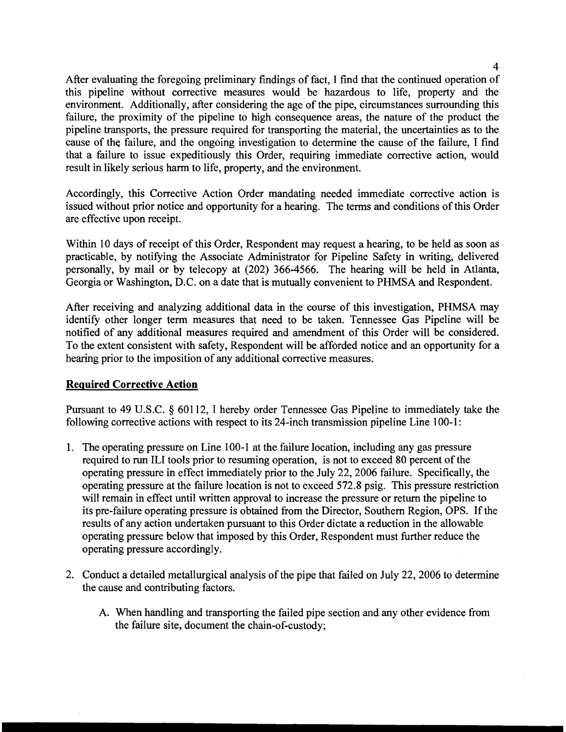After evaluating the foregoing preliminary findings of fact, I find that the continued operation of this pipeline without corrective measures would be hazardous to life, property and the environment. Additionally, after considering the age of the pipe, circumstances surrounding this failure, the proximity of the pipeline to high consequence areas, the nature of the product the pipeline transports, the pressure required for transporting the material, the uncertainties as to the cause of the failure, and the ongoing investigation to determine the cause of the failure, I find that a failure to issue expeditiously this Order, requiring immediate corrective action, would result in likely serious harm to life, property, and the environment.

Accordingly, this Corrective Action Order mandating needed immediate corrective action is issued without prior notice and opportunity for a hearing. The terms and conditions of this Order are effective upon receipt.

Within 10 days of receipt of this Order, Respondent may request a hearing, to be held as soon as practicable, by notifying the Associate Administrator for Pipeline Safety in writing, delivered personally, by mail or by telecopy at (202) 366-4566. The hearing will be held in Atlanta, Georgia or Washington, D.C. on a date that is mutually convenient to PHMSA and Respondent.

After receiving and analyzing additional data in the course of this investigation, PHMSA may identify other longer term measures that need to be taken. Tennessee Gas Pipeline will be notified of any additional measures required and amendment of this Order will be considered. To the extent consistent with safety, Respondent will be afforded notice and an opportunity for a hearing prior to the imposition of any additional corrective measures.

**Required Corrective Action**

Pursuant to 49 U.S.C. § 60112, I hereby order Tennessee Gas Pipeline to immediately take the following corrective actions with respect to its 24-inch transmission pipeline Line 100-1:

1. The operating pressure on Line 100-1 at the failure location, including any gas pressure required to run ILI tools prior to resuming operation, is not to exceed 80 percent of the operating pressure in effect immediately prior to the July 22, 2006 failure. Specifically, the operating pressure at the failure location is not to exceed 572.8 psig. This pressure restriction will remain in effect until written approval to increase the pressure or return the pipeline to its pre-failure operating pressure is obtained from the Director, Southern Region, OPS. If the results of any action undertaken pursuant to this Order dictate a reduction in the allowable operating pressure below that imposed by this Order, Respondent must further reduce the operating pressure accordingly.

2. Conduct a detailed metallurgical analysis of the pipe that failed on July 22, 2006 to determine the cause and contributing factors.

    A. When handling and transporting the failed pipe section and any other evidence from the failure site, document the chain-of-custody;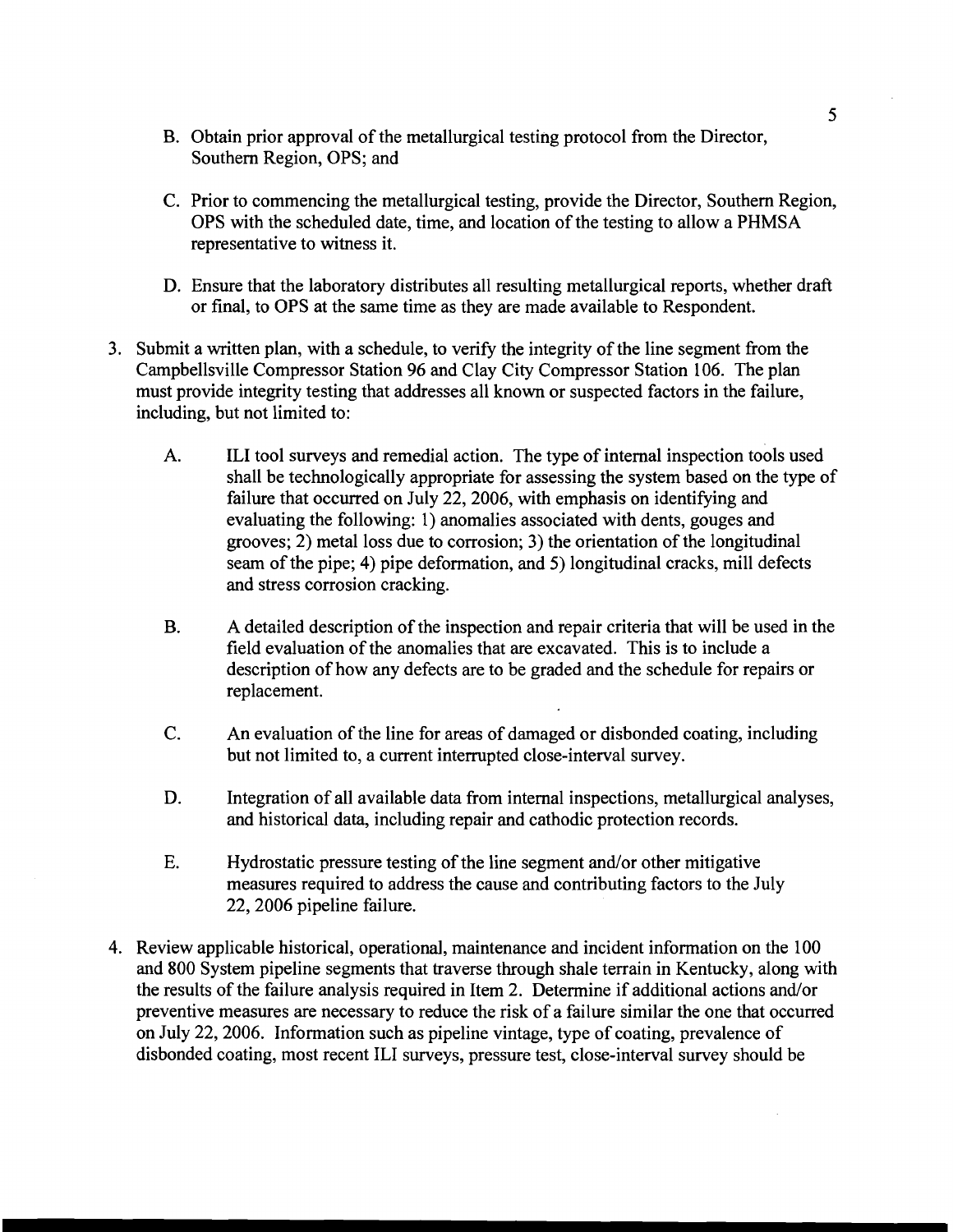B. Obtain prior approval of the metallurgical testing protocol from the Director, Southern Region, OPS; and

C. Prior to commencing the metallurgical testing, provide the Director, Southern Region, OPS with the scheduled date, time, and location of the testing to allow a PHMSA representative to witness it.

D. Ensure that the laboratory distributes all resulting metallurgical reports, whether draft or final, to OPS at the same time as they are made available to Respondent.

3. Submit a written plan, with a schedule, to verify the integrity of the line segment from the Campbellsville Compressor Station 96 and Clay City Compressor Station 106. The plan must provide integrity testing that addresses all known or suspected factors in the failure, including, but not limited to:

   A. ILI tool surveys and remedial action. The type of internal inspection tools used shall be technologically appropriate for assessing the system based on the type of failure that occurred on July 22, 2006, with emphasis on identifying and evaluating the following: 1) anomalies associated with dents, gouges and grooves; 2) metal loss due to corrosion; 3) the orientation of the longitudinal seam of the pipe; 4) pipe deformation, and 5) longitudinal cracks, mill defects and stress corrosion cracking.

   B. A detailed description of the inspection and repair criteria that will be used in the field evaluation of the anomalies that are excavated. This is to include a description of how any defects are to be graded and the schedule for repairs or replacement.

   C. An evaluation of the line for areas of damaged or disbonded coating, including but not limited to, a current interrupted close-interval survey.

   D. Integration of all available data from internal inspections, metallurgical analyses, and historical data, including repair and cathodic protection records.

   E. Hydrostatic pressure testing of the line segment and/or other mitigative measures required to address the cause and contributing factors to the July 22, 2006 pipeline failure.

4. Review applicable historical, operational, maintenance and incident information on the 100 and 800 System pipeline segments that traverse through shale terrain in Kentucky, along with the results of the failure analysis required in Item 2. Determine if additional actions and/or preventive measures are necessary to reduce the risk of a failure similar the one that occurred on July 22, 2006. Information such as pipeline vintage, type of coating, prevalence of disbonded coating, most recent ILI surveys, pressure test, close-interval survey should be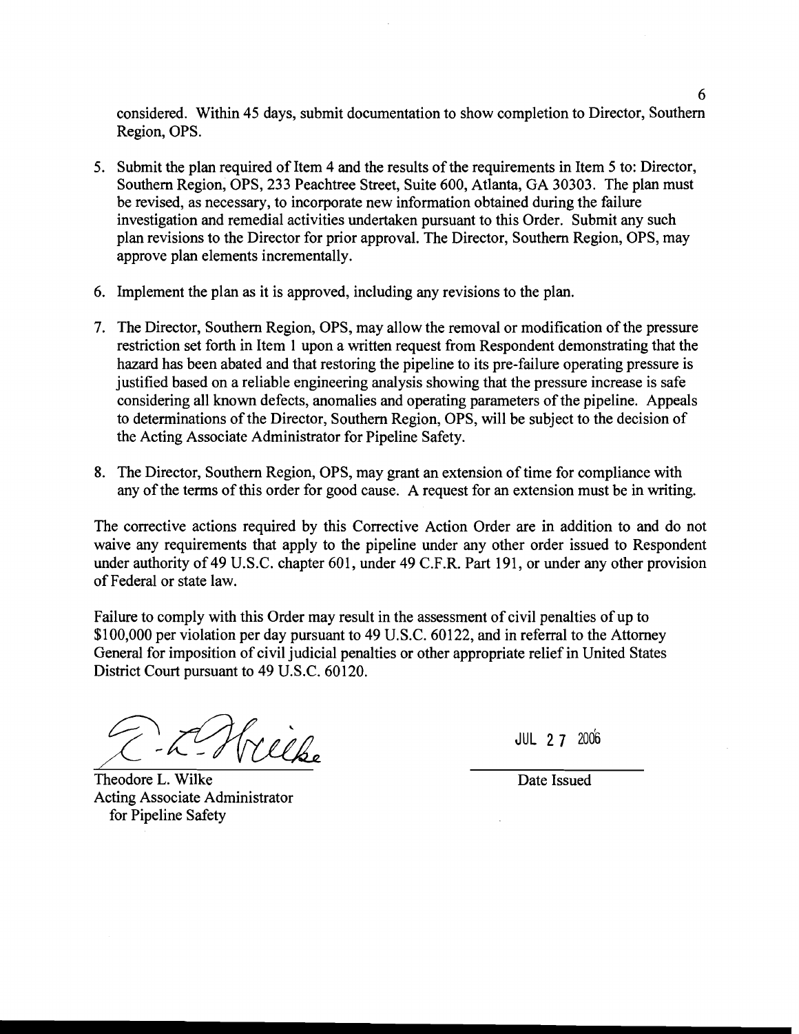considered. Within 45 days, submit documentation to show completion to Director, Southern Region, OPS.

5. Submit the plan required of Item 4 and the results of the requirements in Item 5 to: Director, Southern Region, OPS, 233 Peachtree Street, Suite 600, Atlanta, GA 30303. The plan must be revised, as necessary, to incorporate new information obtained during the failure investigation and remedial activities undertaken pursuant to this Order. Submit any such plan revisions to the Director for prior approval. The Director, Southern Region, OPS, may approve plan elements incrementally.

6. Implement the plan as it is approved, including any revisions to the plan.

7. The Director, Southern Region, OPS, may allow the removal or modification of the pressure restriction set forth in Item 1 upon a written request from Respondent demonstrating that the hazard has been abated and that restoring the pipeline to its pre-failure operating pressure is justified based on a reliable engineering analysis showing that the pressure increase is safe considering all known defects, anomalies and operating parameters of the pipeline. Appeals to determinations of the Director, Southern Region, OPS, will be subject to the decision of the Acting Associate Administrator for Pipeline Safety.

8. The Director, Southern Region, OPS, may grant an extension of time for compliance with any of the terms of this order for good cause. A request for an extension must be in writing.

The corrective actions required by this Corrective Action Order are in addition to and do not waive any requirements that apply to the pipeline under any other order issued to Respondent under authority of 49 U.S.C. chapter 601, under 49 C.F.R. Part 191, or under any other provision of Federal or state law.

Failure to comply with this Order may result in the assessment of civil penalties of up to $100,000 per violation per day pursuant to 49 U.S.C. 60122, and in referral to the Attorney General for imposition of civil judicial penalties or other appropriate relief in United States District Court pursuant to 49 U.S.C. 60120.

Theodore L. Wilke
Acting Associate Administrator
for Pipeline Safety

JUL 27 2006

Date Issued